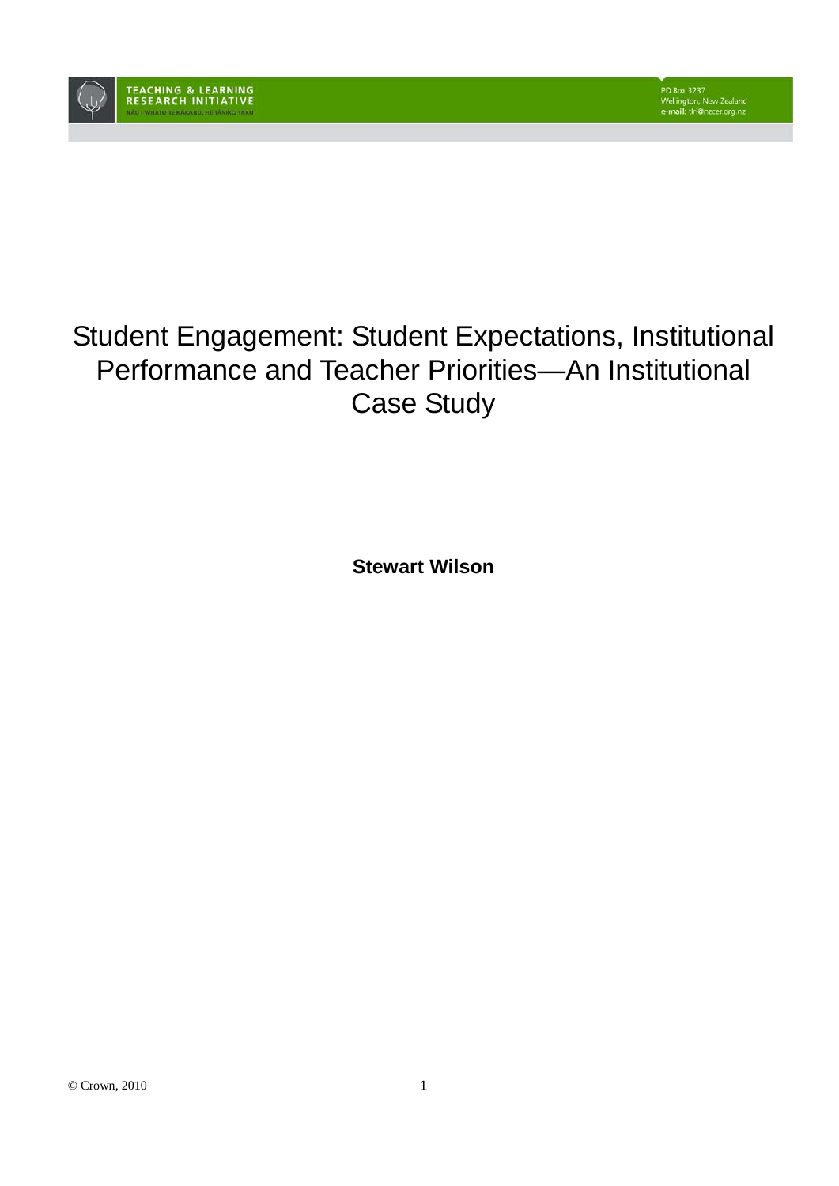TEACHING & LEARNING RESEARCH INITIATIVE

NĀU I WHATU TE KĀKAHU, HE TĀNIKO TAKU

PO Box 3237
Wellington, New Zealand
e-mail: tlri@nzcer.org.nz

# Student Engagement: Student Expectations, Institutional Performance and Teacher Priorities—An Institutional Case Study

**Stewart Wilson**

© Crown, 2010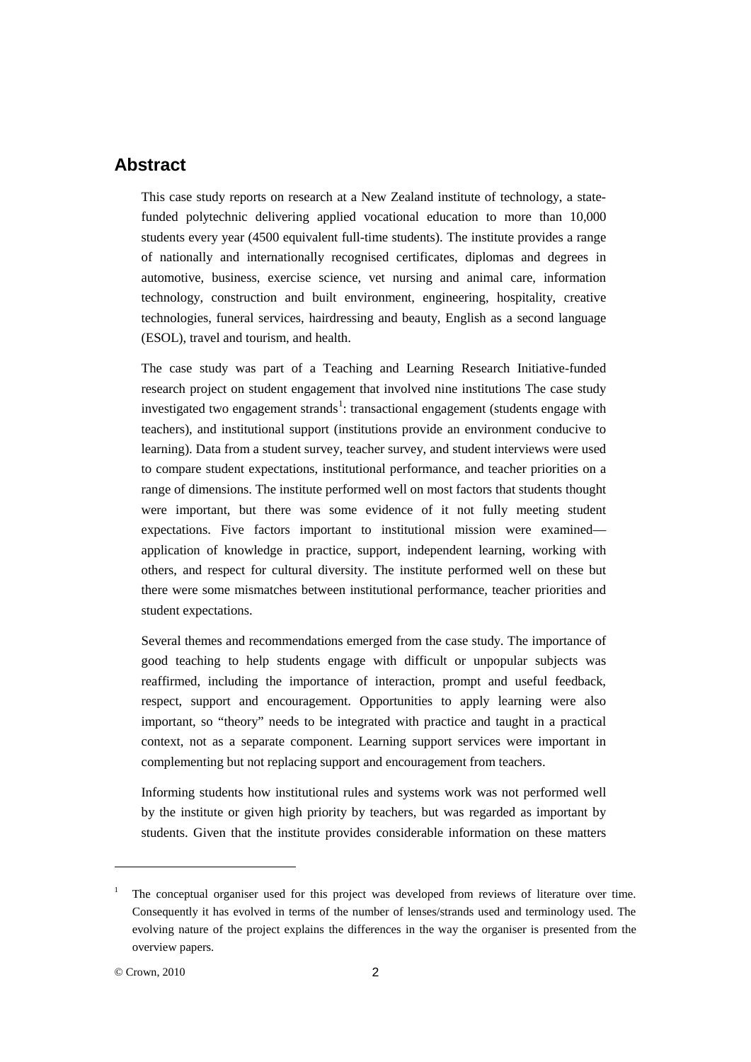## Abstract

This case study reports on research at a New Zealand institute of technology, a state-funded polytechnic delivering applied vocational education to more than 10,000 students every year (4500 equivalent full-time students). The institute provides a range of nationally and internationally recognised certificates, diplomas and degrees in automotive, business, exercise science, vet nursing and animal care, information technology, construction and built environment, engineering, hospitality, creative technologies, funeral services, hairdressing and beauty, English as a second language (ESOL), travel and tourism, and health.

The case study was part of a Teaching and Learning Research Initiative-funded research project on student engagement that involved nine institutions The case study investigated two engagement strands[1]: transactional engagement (students engage with teachers), and institutional support (institutions provide an environment conducive to learning). Data from a student survey, teacher survey, and student interviews were used to compare student expectations, institutional performance, and teacher priorities on a range of dimensions. The institute performed well on most factors that students thought were important, but there was some evidence of it not fully meeting student expectations. Five factors important to institutional mission were examined—application of knowledge in practice, support, independent learning, working with others, and respect for cultural diversity. The institute performed well on these but there were some mismatches between institutional performance, teacher priorities and student expectations.

Several themes and recommendations emerged from the case study. The importance of good teaching to help students engage with difficult or unpopular subjects was reaffirmed, including the importance of interaction, prompt and useful feedback, respect, support and encouragement. Opportunities to apply learning were also important, so "theory" needs to be integrated with practice and taught in a practical context, not as a separate component. Learning support services were important in complementing but not replacing support and encouragement from teachers.

Informing students how institutional rules and systems work was not performed well by the institute or given high priority by teachers, but was regarded as important by students. Given that the institute provides considerable information on these matters

---

[1] The conceptual organiser used for this project was developed from reviews of literature over time. Consequently it has evolved in terms of the number of lenses/strands used and terminology used. The evolving nature of the project explains the differences in the way the organiser is presented from the overview papers.

© Crown, 2010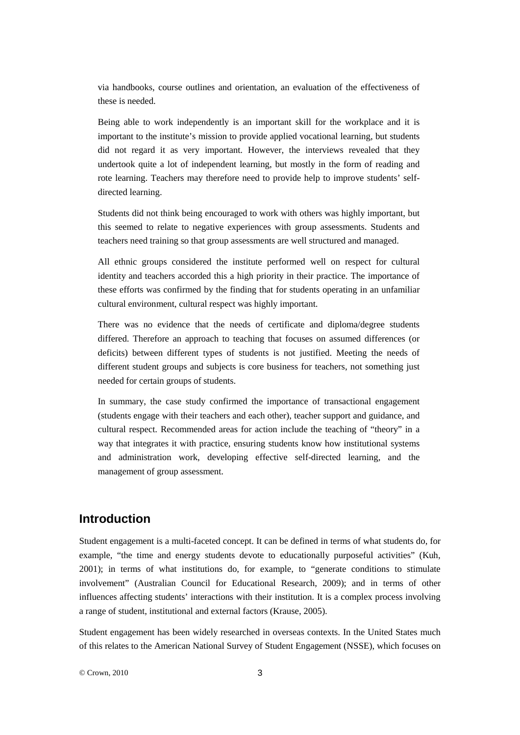via handbooks, course outlines and orientation, an evaluation of the effectiveness of these is needed.

Being able to work independently is an important skill for the workplace and it is important to the institute's mission to provide applied vocational learning, but students did not regard it as very important. However, the interviews revealed that they undertook quite a lot of independent learning, but mostly in the form of reading and rote learning. Teachers may therefore need to provide help to improve students' self-directed learning.

Students did not think being encouraged to work with others was highly important, but this seemed to relate to negative experiences with group assessments. Students and teachers need training so that group assessments are well structured and managed.

All ethnic groups considered the institute performed well on respect for cultural identity and teachers accorded this a high priority in their practice. The importance of these efforts was confirmed by the finding that for students operating in an unfamiliar cultural environment, cultural respect was highly important.

There was no evidence that the needs of certificate and diploma/degree students differed. Therefore an approach to teaching that focuses on assumed differences (or deficits) between different types of students is not justified. Meeting the needs of different student groups and subjects is core business for teachers, not something just needed for certain groups of students.

In summary, the case study confirmed the importance of transactional engagement (students engage with their teachers and each other), teacher support and guidance, and cultural respect. Recommended areas for action include the teaching of "theory" in a way that integrates it with practice, ensuring students know how institutional systems and administration work, developing effective self-directed learning, and the management of group assessment.

## Introduction

Student engagement is a multi-faceted concept. It can be defined in terms of what students do, for example, "the time and energy students devote to educationally purposeful activities" (Kuh, 2001); in terms of what institutions do, for example, to "generate conditions to stimulate involvement" (Australian Council for Educational Research, 2009); and in terms of other influences affecting students' interactions with their institution. It is a complex process involving a range of student, institutional and external factors (Krause, 2005).

Student engagement has been widely researched in overseas contexts. In the United States much of this relates to the American National Survey of Student Engagement (NSSE), which focuses on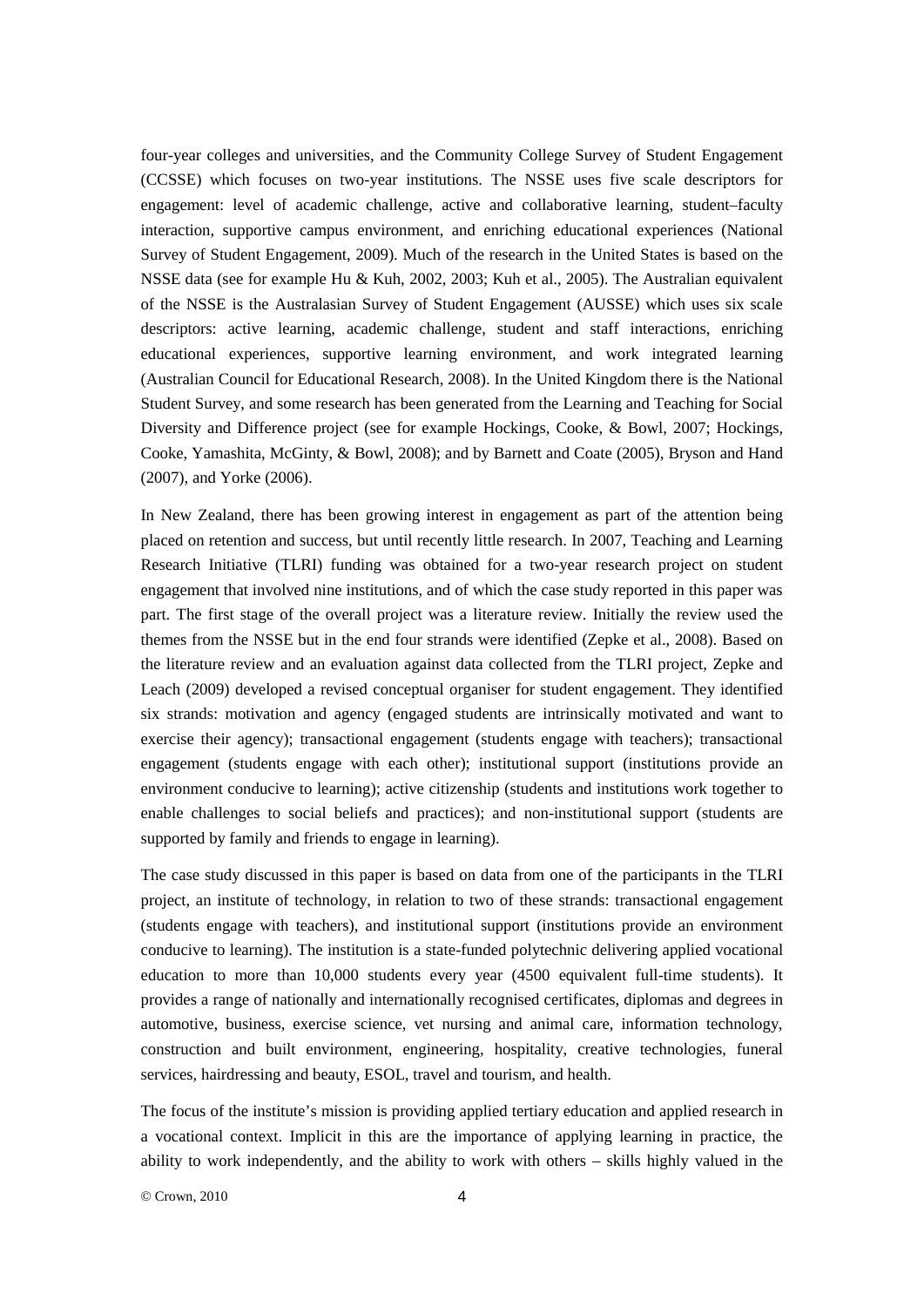four-year colleges and universities, and the Community College Survey of Student Engagement (CCSSE) which focuses on two-year institutions. The NSSE uses five scale descriptors for engagement: level of academic challenge, active and collaborative learning, student–faculty interaction, supportive campus environment, and enriching educational experiences (National Survey of Student Engagement, 2009). Much of the research in the United States is based on the NSSE data (see for example Hu & Kuh, 2002, 2003; Kuh et al., 2005). The Australian equivalent of the NSSE is the Australasian Survey of Student Engagement (AUSSE) which uses six scale descriptors: active learning, academic challenge, student and staff interactions, enriching educational experiences, supportive learning environment, and work integrated learning (Australian Council for Educational Research, 2008). In the United Kingdom there is the National Student Survey, and some research has been generated from the Learning and Teaching for Social Diversity and Difference project (see for example Hockings, Cooke, & Bowl, 2007; Hockings, Cooke, Yamashita, McGinty, & Bowl, 2008); and by Barnett and Coate (2005), Bryson and Hand (2007), and Yorke (2006).

In New Zealand, there has been growing interest in engagement as part of the attention being placed on retention and success, but until recently little research. In 2007, Teaching and Learning Research Initiative (TLRI) funding was obtained for a two-year research project on student engagement that involved nine institutions, and of which the case study reported in this paper was part. The first stage of the overall project was a literature review. Initially the review used the themes from the NSSE but in the end four strands were identified (Zepke et al., 2008). Based on the literature review and an evaluation against data collected from the TLRI project, Zepke and Leach (2009) developed a revised conceptual organiser for student engagement. They identified six strands: motivation and agency (engaged students are intrinsically motivated and want to exercise their agency); transactional engagement (students engage with teachers); transactional engagement (students engage with each other); institutional support (institutions provide an environment conducive to learning); active citizenship (students and institutions work together to enable challenges to social beliefs and practices); and non-institutional support (students are supported by family and friends to engage in learning).

The case study discussed in this paper is based on data from one of the participants in the TLRI project, an institute of technology, in relation to two of these strands: transactional engagement (students engage with teachers), and institutional support (institutions provide an environment conducive to learning). The institution is a state-funded polytechnic delivering applied vocational education to more than 10,000 students every year (4500 equivalent full-time students). It provides a range of nationally and internationally recognised certificates, diplomas and degrees in automotive, business, exercise science, vet nursing and animal care, information technology, construction and built environment, engineering, hospitality, creative technologies, funeral services, hairdressing and beauty, ESOL, travel and tourism, and health.

The focus of the institute's mission is providing applied tertiary education and applied research in a vocational context. Implicit in this are the importance of applying learning in practice, the ability to work independently, and the ability to work with others – skills highly valued in the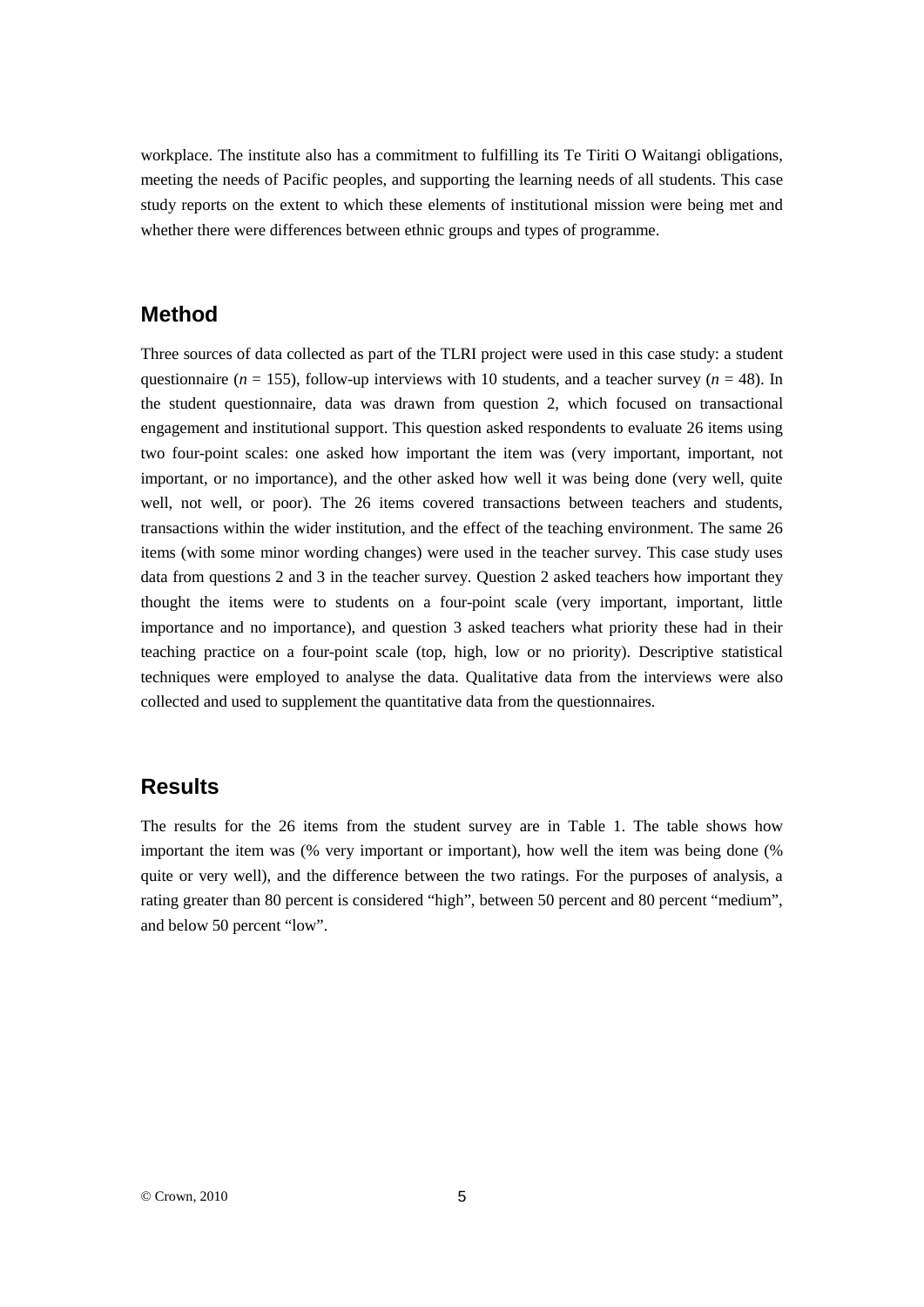workplace. The institute also has a commitment to fulfilling its Te Tiriti O Waitangi obligations, meeting the needs of Pacific peoples, and supporting the learning needs of all students. This case study reports on the extent to which these elements of institutional mission were being met and whether there were differences between ethnic groups and types of programme.

## Method

Three sources of data collected as part of the TLRI project were used in this case study: a student questionnaire ($n$ = 155), follow-up interviews with 10 students, and a teacher survey ($n$ = 48). In the student questionnaire, data was drawn from question 2, which focused on transactional engagement and institutional support. This question asked respondents to evaluate 26 items using two four-point scales: one asked how important the item was (very important, important, not important, or no importance), and the other asked how well it was being done (very well, quite well, not well, or poor). The 26 items covered transactions between teachers and students, transactions within the wider institution, and the effect of the teaching environment. The same 26 items (with some minor wording changes) were used in the teacher survey. This case study uses data from questions 2 and 3 in the teacher survey. Question 2 asked teachers how important they thought the items were to students on a four-point scale (very important, important, little importance and no importance), and question 3 asked teachers what priority these had in their teaching practice on a four-point scale (top, high, low or no priority). Descriptive statistical techniques were employed to analyse the data. Qualitative data from the interviews were also collected and used to supplement the quantitative data from the questionnaires.

## Results

The results for the 26 items from the student survey are in Table 1. The table shows how important the item was (% very important or important), how well the item was being done (% quite or very well), and the difference between the two ratings. For the purposes of analysis, a rating greater than 80 percent is considered "high", between 50 percent and 80 percent "medium", and below 50 percent "low".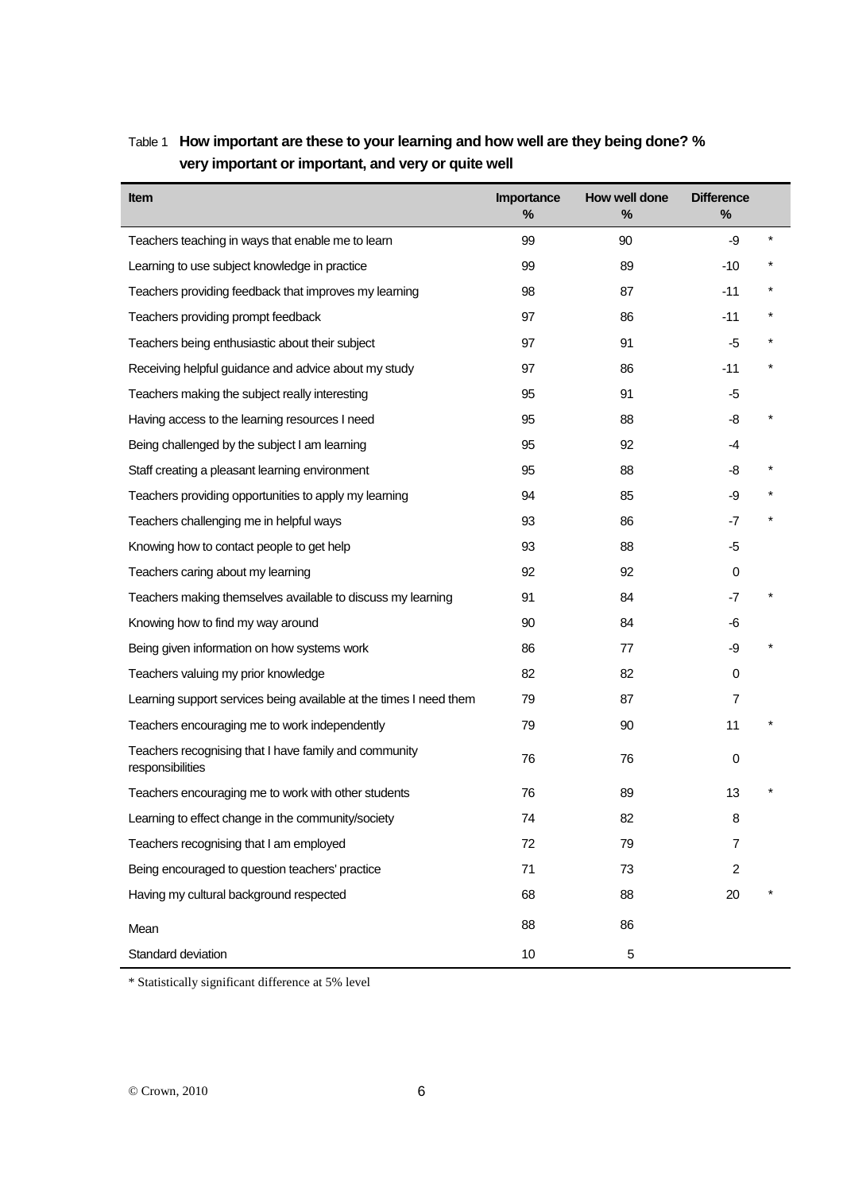Table 1 **How important are these to your learning and how well are they being done? % very important or important, and very or quite well**

| Item | Importance % | How well done % | Difference % | |
|---|---|---|---|---|
| Teachers teaching in ways that enable me to learn | 99 | 90 | -9 | * |
| Learning to use subject knowledge in practice | 99 | 89 | -10 | * |
| Teachers providing feedback that improves my learning | 98 | 87 | -11 | * |
| Teachers providing prompt feedback | 97 | 86 | -11 | * |
| Teachers being enthusiastic about their subject | 97 | 91 | -5 | * |
| Receiving helpful guidance and advice about my study | 97 | 86 | -11 | * |
| Teachers making the subject really interesting | 95 | 91 | -5 | |
| Having access to the learning resources I need | 95 | 88 | -8 | * |
| Being challenged by the subject I am learning | 95 | 92 | -4 | |
| Staff creating a pleasant learning environment | 95 | 88 | -8 | * |
| Teachers providing opportunities to apply my learning | 94 | 85 | -9 | * |
| Teachers challenging me in helpful ways | 93 | 86 | -7 | * |
| Knowing how to contact people to get help | 93 | 88 | -5 | |
| Teachers caring about my learning | 92 | 92 | 0 | |
| Teachers making themselves available to discuss my learning | 91 | 84 | -7 | * |
| Knowing how to find my way around | 90 | 84 | -6 | |
| Being given information on how systems work | 86 | 77 | -9 | * |
| Teachers valuing my prior knowledge | 82 | 82 | 0 | |
| Learning support services being available at the times I need them | 79 | 87 | 7 | |
| Teachers encouraging me to work independently | 79 | 90 | 11 | * |
| Teachers recognising that I have family and community responsibilities | 76 | 76 | 0 | |
| Teachers encouraging me to work with other students | 76 | 89 | 13 | * |
| Learning to effect change in the community/society | 74 | 82 | 8 | |
| Teachers recognising that I am employed | 72 | 79 | 7 | |
| Being encouraged to question teachers' practice | 71 | 73 | 2 | |
| Having my cultural background respected | 68 | 88 | 20 | * |
| Mean | 88 | 86 | | |
| Standard deviation | 10 | 5 | | |

* Statistically significant difference at 5% level

© Crown, 2010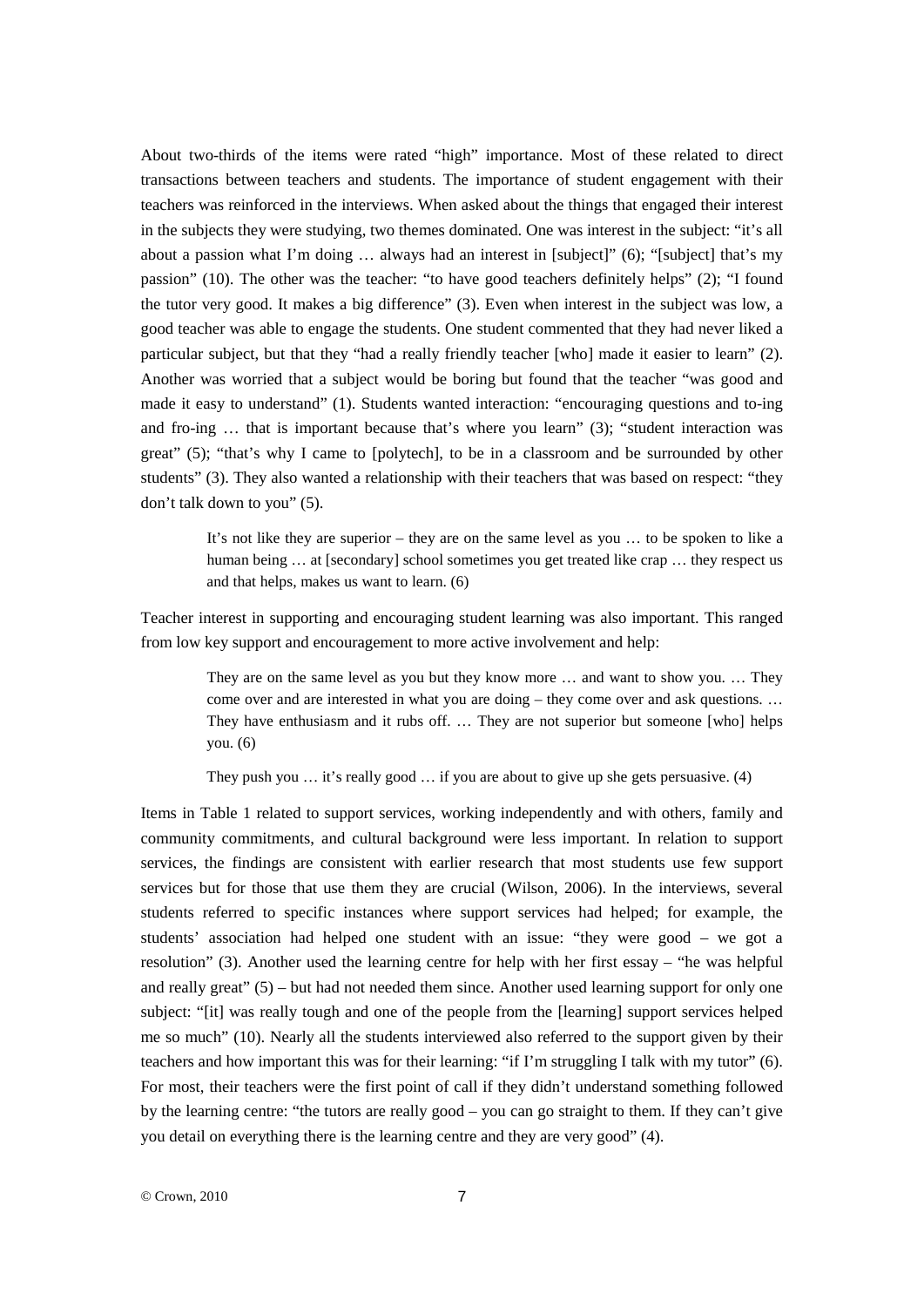About two-thirds of the items were rated "high" importance. Most of these related to direct transactions between teachers and students. The importance of student engagement with their teachers was reinforced in the interviews. When asked about the things that engaged their interest in the subjects they were studying, two themes dominated. One was interest in the subject: "it's all about a passion what I'm doing … always had an interest in [subject]" (6); "[subject] that's my passion" (10). The other was the teacher: "to have good teachers definitely helps" (2); "I found the tutor very good. It makes a big difference" (3). Even when interest in the subject was low, a good teacher was able to engage the students. One student commented that they had never liked a particular subject, but that they "had a really friendly teacher [who] made it easier to learn" (2). Another was worried that a subject would be boring but found that the teacher "was good and made it easy to understand" (1). Students wanted interaction: "encouraging questions and to-ing and fro-ing … that is important because that's where you learn" (3); "student interaction was great" (5); "that's why I came to [polytech], to be in a classroom and be surrounded by other students" (3). They also wanted a relationship with their teachers that was based on respect: "they don't talk down to you" (5).

> It's not like they are superior – they are on the same level as you … to be spoken to like a human being … at [secondary] school sometimes you get treated like crap … they respect us and that helps, makes us want to learn. (6)

Teacher interest in supporting and encouraging student learning was also important. This ranged from low key support and encouragement to more active involvement and help:

> They are on the same level as you but they know more … and want to show you. … They come over and are interested in what you are doing – they come over and ask questions. … They have enthusiasm and it rubs off. … They are not superior but someone [who] helps you. (6)

> They push you … it's really good … if you are about to give up she gets persuasive. (4)

Items in Table 1 related to support services, working independently and with others, family and community commitments, and cultural background were less important. In relation to support services, the findings are consistent with earlier research that most students use few support services but for those that use them they are crucial (Wilson, 2006). In the interviews, several students referred to specific instances where support services had helped; for example, the students' association had helped one student with an issue: "they were good – we got a resolution" (3). Another used the learning centre for help with her first essay – "he was helpful and really great" (5) – but had not needed them since. Another used learning support for only one subject: "[it] was really tough and one of the people from the [learning] support services helped me so much" (10). Nearly all the students interviewed also referred to the support given by their teachers and how important this was for their learning: "if I'm struggling I talk with my tutor" (6). For most, their teachers were the first point of call if they didn't understand something followed by the learning centre: "the tutors are really good – you can go straight to them. If they can't give you detail on everything there is the learning centre and they are very good" (4).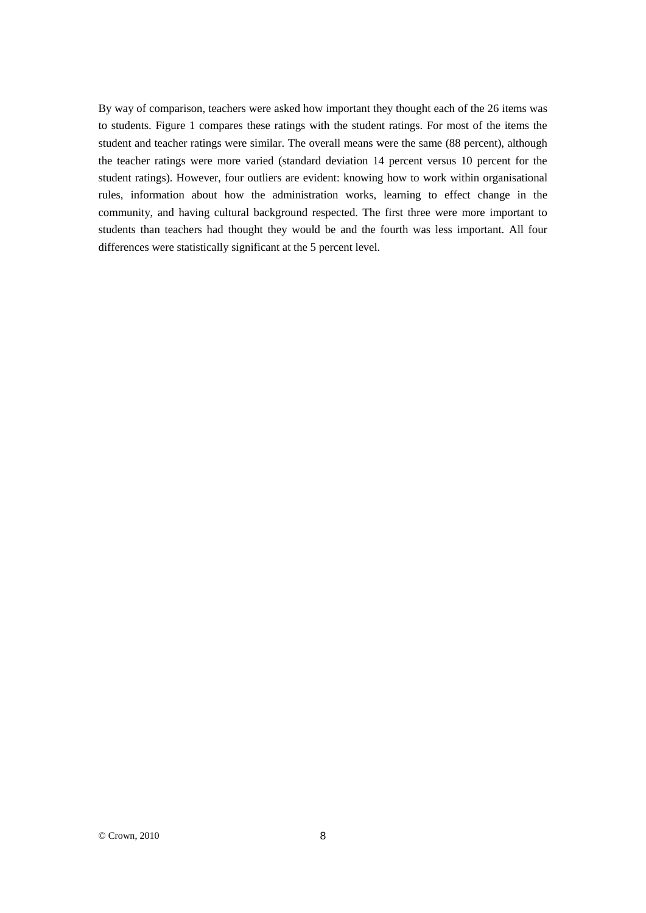By way of comparison, teachers were asked how important they thought each of the 26 items was to students. Figure 1 compares these ratings with the student ratings. For most of the items the student and teacher ratings were similar. The overall means were the same (88 percent), although the teacher ratings were more varied (standard deviation 14 percent versus 10 percent for the student ratings). However, four outliers are evident: knowing how to work within organisational rules, information about how the administration works, learning to effect change in the community, and having cultural background respected. The first three were more important to students than teachers had thought they would be and the fourth was less important. All four differences were statistically significant at the 5 percent level.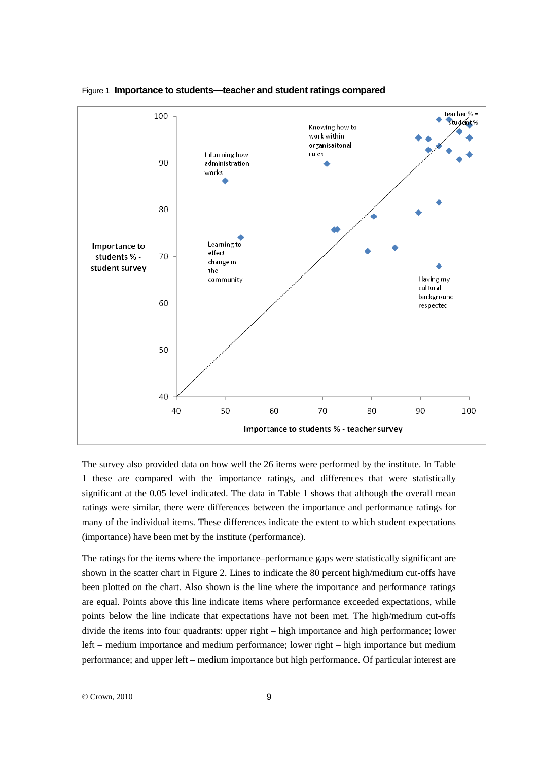Figure 1 **Importance to students—teacher and student ratings compared**

The survey also provided data on how well the 26 items were performed by the institute. In Table 1 these are compared with the importance ratings, and differences that were statistically significant at the 0.05 level indicated. The data in Table 1 shows that although the overall mean ratings were similar, there were differences between the importance and performance ratings for many of the individual items. These differences indicate the extent to which student expectations (importance) have been met by the institute (performance).

The ratings for the items where the importance–performance gaps were statistically significant are shown in the scatter chart in Figure 2. Lines to indicate the 80 percent high/medium cut-offs have been plotted on the chart. Also shown is the line where the importance and performance ratings are equal. Points above this line indicate items where performance exceeded expectations, while points below the line indicate that expectations have not been met. The high/medium cut-offs divide the items into four quadrants: upper right – high importance and high performance; lower left – medium importance and medium performance; lower right – high importance but medium performance; and upper left – medium importance but high performance. Of particular interest are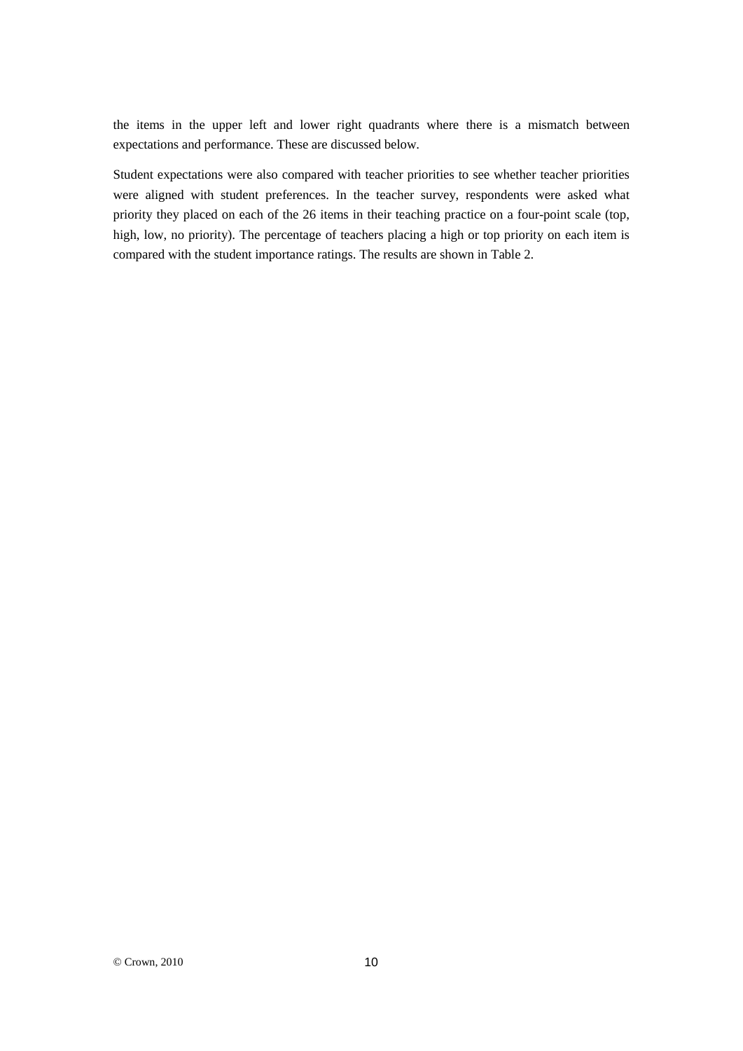the items in the upper left and lower right quadrants where there is a mismatch between expectations and performance. These are discussed below.

Student expectations were also compared with teacher priorities to see whether teacher priorities were aligned with student preferences. In the teacher survey, respondents were asked what priority they placed on each of the 26 items in their teaching practice on a four-point scale (top, high, low, no priority). The percentage of teachers placing a high or top priority on each item is compared with the student importance ratings. The results are shown in Table 2.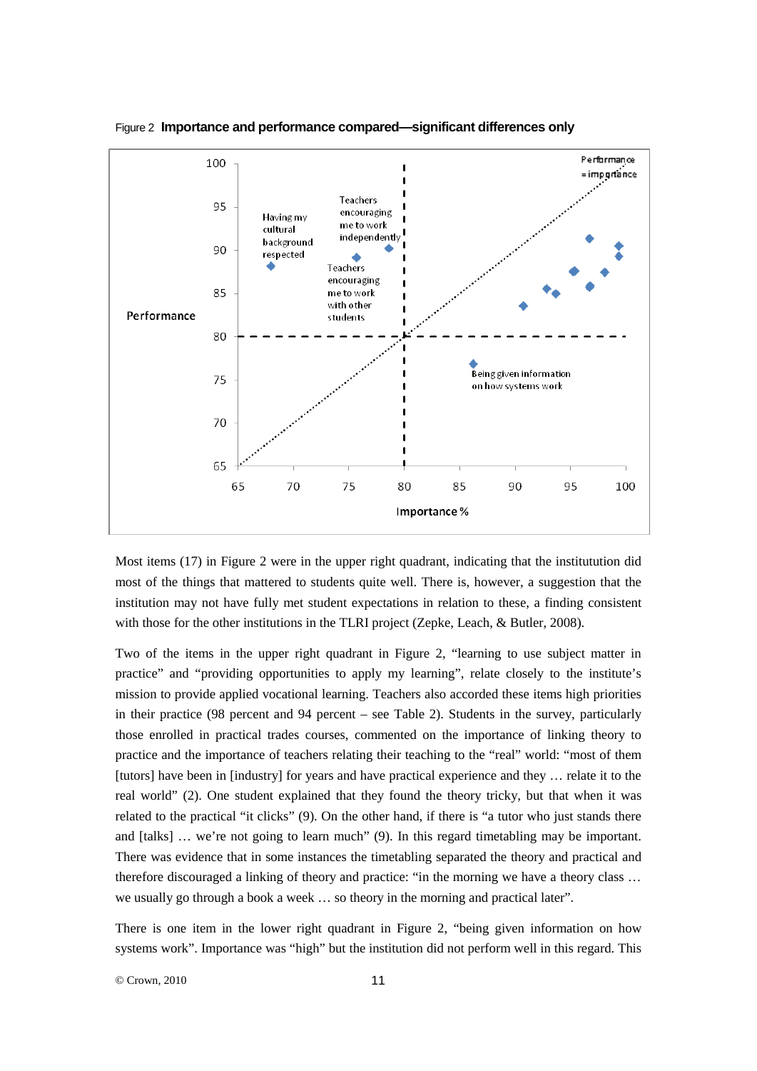Figure 2 **Importance and performance compared—significant differences only**

Most items (17) in Figure 2 were in the upper right quadrant, indicating that the institutution did most of the things that mattered to students quite well. There is, however, a suggestion that the institution may not have fully met student expectations in relation to these, a finding consistent with those for the other institutions in the TLRI project (Zepke, Leach, & Butler, 2008).

Two of the items in the upper right quadrant in Figure 2, "learning to use subject matter in practice" and "providing opportunities to apply my learning", relate closely to the institute's mission to provide applied vocational learning. Teachers also accorded these items high priorities in their practice (98 percent and 94 percent – see Table 2). Students in the survey, particularly those enrolled in practical trades courses, commented on the importance of linking theory to practice and the importance of teachers relating their teaching to the "real" world: "most of them [tutors] have been in [industry] for years and have practical experience and they … relate it to the real world" (2). One student explained that they found the theory tricky, but that when it was related to the practical "it clicks" (9). On the other hand, if there is "a tutor who just stands there and [talks] … we're not going to learn much" (9). In this regard timetabling may be important. There was evidence that in some instances the timetabling separated the theory and practical and therefore discouraged a linking of theory and practice: "in the morning we have a theory class … we usually go through a book a week … so theory in the morning and practical later".

There is one item in the lower right quadrant in Figure 2, "being given information on how systems work". Importance was "high" but the institution did not perform well in this regard. This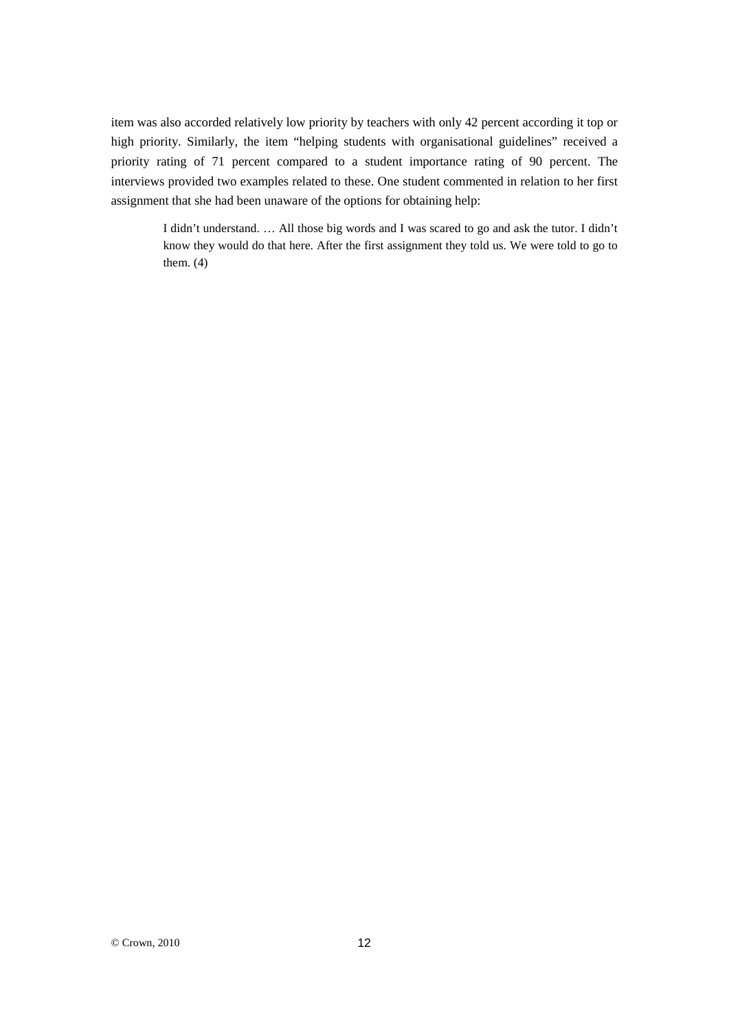item was also accorded relatively low priority by teachers with only 42 percent according it top or high priority. Similarly, the item "helping students with organisational guidelines" received a priority rating of 71 percent compared to a student importance rating of 90 percent. The interviews provided two examples related to these. One student commented in relation to her first assignment that she had been unaware of the options for obtaining help:

> I didn't understand. … All those big words and I was scared to go and ask the tutor. I didn't know they would do that here. After the first assignment they told us. We were told to go to them. (4)

© Crown, 2010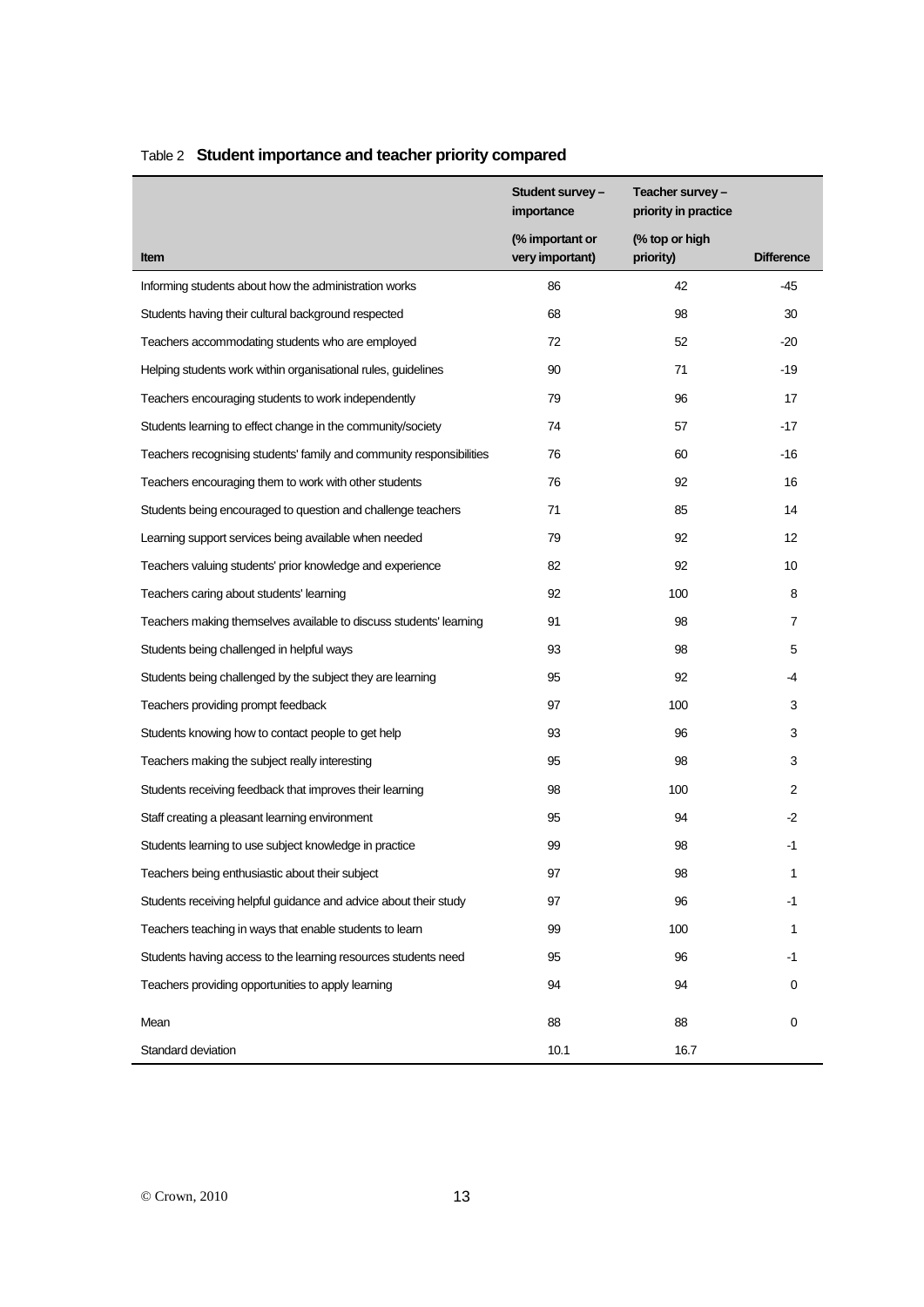Table 2 **Student importance and teacher priority compared**

| Item | Student survey – importance (% important or very important) | Teacher survey – priority in practice (% top or high priority) | Difference |
|---|---|---|---|
| Informing students about how the administration works | 86 | 42 | -45 |
| Students having their cultural background respected | 68 | 98 | 30 |
| Teachers accommodating students who are employed | 72 | 52 | -20 |
| Helping students work within organisational rules, guidelines | 90 | 71 | -19 |
| Teachers encouraging students to work independently | 79 | 96 | 17 |
| Students learning to effect change in the community/society | 74 | 57 | -17 |
| Teachers recognising students' family and community responsibilities | 76 | 60 | -16 |
| Teachers encouraging them to work with other students | 76 | 92 | 16 |
| Students being encouraged to question and challenge teachers | 71 | 85 | 14 |
| Learning support services being available when needed | 79 | 92 | 12 |
| Teachers valuing students' prior knowledge and experience | 82 | 92 | 10 |
| Teachers caring about students' learning | 92 | 100 | 8 |
| Teachers making themselves available to discuss students' learning | 91 | 98 | 7 |
| Students being challenged in helpful ways | 93 | 98 | 5 |
| Students being challenged by the subject they are learning | 95 | 92 | -4 |
| Teachers providing prompt feedback | 97 | 100 | 3 |
| Students knowing how to contact people to get help | 93 | 96 | 3 |
| Teachers making the subject really interesting | 95 | 98 | 3 |
| Students receiving feedback that improves their learning | 98 | 100 | 2 |
| Staff creating a pleasant learning environment | 95 | 94 | -2 |
| Students learning to use subject knowledge in practice | 99 | 98 | -1 |
| Teachers being enthusiastic about their subject | 97 | 98 | 1 |
| Students receiving helpful guidance and advice about their study | 97 | 96 | -1 |
| Teachers teaching in ways that enable students to learn | 99 | 100 | 1 |
| Students having access to the learning resources students need | 95 | 96 | -1 |
| Teachers providing opportunities to apply learning | 94 | 94 | 0 |
| Mean | 88 | 88 | 0 |
| Standard deviation | 10.1 | 16.7 | |

© Crown, 2010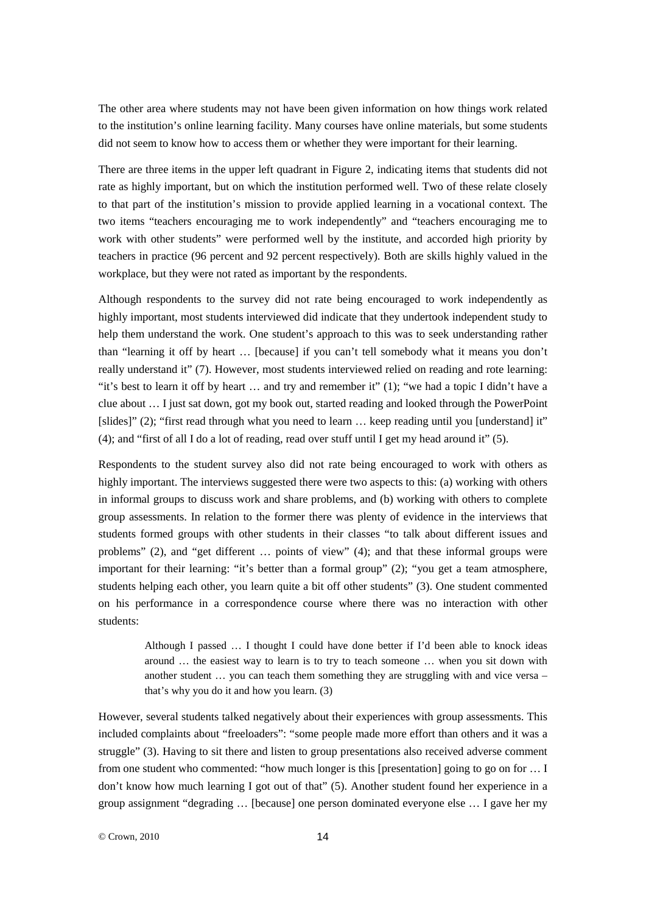The other area where students may not have been given information on how things work related to the institution's online learning facility. Many courses have online materials, but some students did not seem to know how to access them or whether they were important for their learning.

There are three items in the upper left quadrant in Figure 2, indicating items that students did not rate as highly important, but on which the institution performed well. Two of these relate closely to that part of the institution's mission to provide applied learning in a vocational context. The two items "teachers encouraging me to work independently" and "teachers encouraging me to work with other students" were performed well by the institute, and accorded high priority by teachers in practice (96 percent and 92 percent respectively). Both are skills highly valued in the workplace, but they were not rated as important by the respondents.

Although respondents to the survey did not rate being encouraged to work independently as highly important, most students interviewed did indicate that they undertook independent study to help them understand the work. One student's approach to this was to seek understanding rather than "learning it off by heart … [because] if you can't tell somebody what it means you don't really understand it" (7). However, most students interviewed relied on reading and rote learning: "it's best to learn it off by heart … and try and remember it" (1); "we had a topic I didn't have a clue about … I just sat down, got my book out, started reading and looked through the PowerPoint [slides]" (2); "first read through what you need to learn … keep reading until you [understand] it" (4); and "first of all I do a lot of reading, read over stuff until I get my head around it" (5).

Respondents to the student survey also did not rate being encouraged to work with others as highly important. The interviews suggested there were two aspects to this: (a) working with others in informal groups to discuss work and share problems, and (b) working with others to complete group assessments. In relation to the former there was plenty of evidence in the interviews that students formed groups with other students in their classes "to talk about different issues and problems" (2), and "get different … points of view" (4); and that these informal groups were important for their learning: "it's better than a formal group" (2); "you get a team atmosphere, students helping each other, you learn quite a bit off other students" (3). One student commented on his performance in a correspondence course where there was no interaction with other students:

> Although I passed … I thought I could have done better if I'd been able to knock ideas around … the easiest way to learn is to try to teach someone … when you sit down with another student … you can teach them something they are struggling with and vice versa – that's why you do it and how you learn. (3)

However, several students talked negatively about their experiences with group assessments. This included complaints about "freeloaders": "some people made more effort than others and it was a struggle" (3). Having to sit there and listen to group presentations also received adverse comment from one student who commented: "how much longer is this [presentation] going to go on for … I don't know how much learning I got out of that" (5). Another student found her experience in a group assignment "degrading … [because] one person dominated everyone else … I gave her my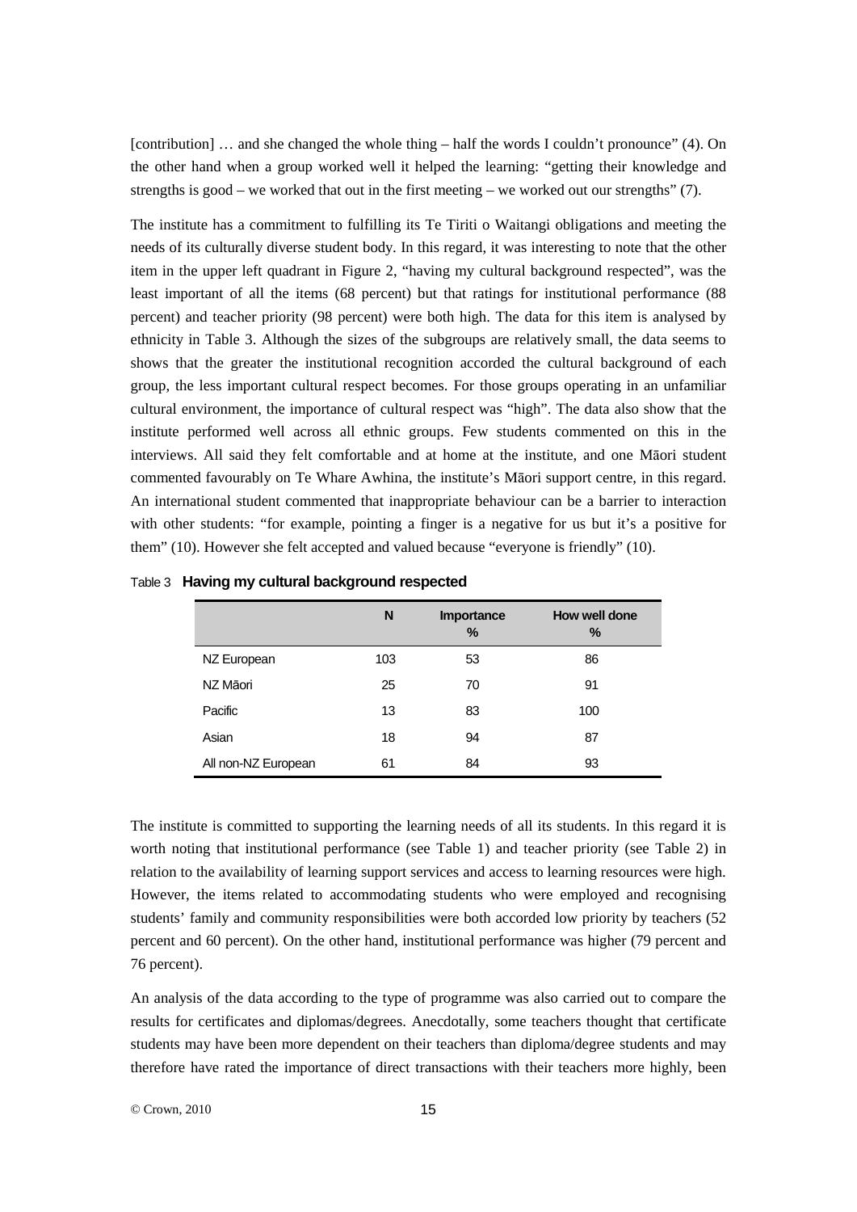[contribution] … and she changed the whole thing – half the words I couldn't pronounce" (4). On the other hand when a group worked well it helped the learning: "getting their knowledge and strengths is good – we worked that out in the first meeting – we worked out our strengths" (7).

The institute has a commitment to fulfilling its Te Tiriti o Waitangi obligations and meeting the needs of its culturally diverse student body. In this regard, it was interesting to note that the other item in the upper left quadrant in Figure 2, "having my cultural background respected", was the least important of all the items (68 percent) but that ratings for institutional performance (88 percent) and teacher priority (98 percent) were both high. The data for this item is analysed by ethnicity in Table 3. Although the sizes of the subgroups are relatively small, the data seems to shows that the greater the institutional recognition accorded the cultural background of each group, the less important cultural respect becomes. For those groups operating in an unfamiliar cultural environment, the importance of cultural respect was "high". The data also show that the institute performed well across all ethnic groups. Few students commented on this in the interviews. All said they felt comfortable and at home at the institute, and one Māori student commented favourably on Te Whare Awhina, the institute's Māori support centre, in this regard. An international student commented that inappropriate behaviour can be a barrier to interaction with other students: "for example, pointing a finger is a negative for us but it's a positive for them" (10). However she felt accepted and valued because "everyone is friendly" (10).

Table 3 **Having my cultural background respected**

| | N | Importance % | How well done % |
|---|---|---|---|
| NZ European | 103 | 53 | 86 |
| NZ Māori | 25 | 70 | 91 |
| Pacific | 13 | 83 | 100 |
| Asian | 18 | 94 | 87 |
| All non-NZ European | 61 | 84 | 93 |

The institute is committed to supporting the learning needs of all its students. In this regard it is worth noting that institutional performance (see Table 1) and teacher priority (see Table 2) in relation to the availability of learning support services and access to learning resources were high. However, the items related to accommodating students who were employed and recognising students' family and community responsibilities were both accorded low priority by teachers (52 percent and 60 percent). On the other hand, institutional performance was higher (79 percent and 76 percent).

An analysis of the data according to the type of programme was also carried out to compare the results for certificates and diplomas/degrees. Anecdotally, some teachers thought that certificate students may have been more dependent on their teachers than diploma/degree students and may therefore have rated the importance of direct transactions with their teachers more highly, been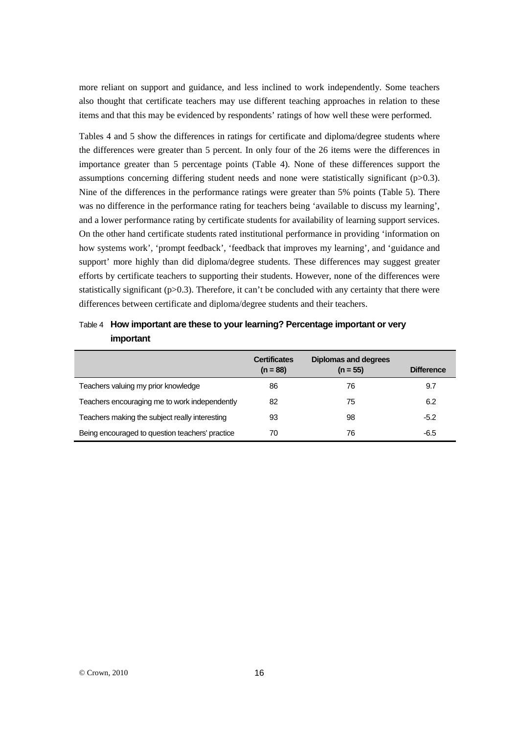more reliant on support and guidance, and less inclined to work independently. Some teachers also thought that certificate teachers may use different teaching approaches in relation to these items and that this may be evidenced by respondents' ratings of how well these were performed.

Tables 4 and 5 show the differences in ratings for certificate and diploma/degree students where the differences were greater than 5 percent. In only four of the 26 items were the differences in importance greater than 5 percentage points (Table 4). None of these differences support the assumptions concerning differing student needs and none were statistically significant ($p>0.3$). Nine of the differences in the performance ratings were greater than 5% points (Table 5). There was no difference in the performance rating for teachers being 'available to discuss my learning', and a lower performance rating by certificate students for availability of learning support services. On the other hand certificate students rated institutional performance in providing 'information on how systems work', 'prompt feedback', 'feedback that improves my learning', and 'guidance and support' more highly than did diploma/degree students. These differences may suggest greater efforts by certificate teachers to supporting their students. However, none of the differences were statistically significant ($p>0.3$). Therefore, it can't be concluded with any certainty that there were differences between certificate and diploma/degree students and their teachers.

Table 4 **How important are these to your learning? Percentage important or very important**

| | Certificates (n = 88) | Diplomas and degrees (n = 55) | Difference |
|---|---|---|---|
| Teachers valuing my prior knowledge | 86 | 76 | 9.7 |
| Teachers encouraging me to work independently | 82 | 75 | 6.2 |
| Teachers making the subject really interesting | 93 | 98 | -5.2 |
| Being encouraged to question teachers' practice | 70 | 76 | -6.5 |

© Crown, 2010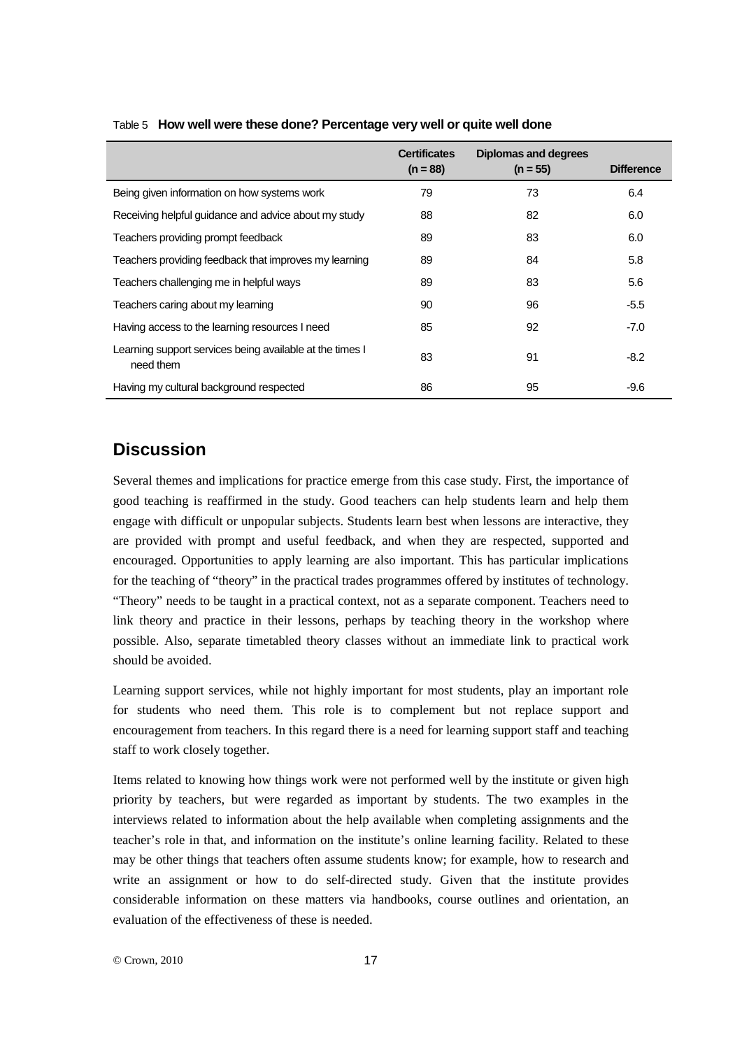Table 5 **How well were these done? Percentage very well or quite well done**

| | Certificates (n = 88) | Diplomas and degrees (n = 55) | Difference |
|---|---|---|---|
| Being given information on how systems work | 79 | 73 | 6.4 |
| Receiving helpful guidance and advice about my study | 88 | 82 | 6.0 |
| Teachers providing prompt feedback | 89 | 83 | 6.0 |
| Teachers providing feedback that improves my learning | 89 | 84 | 5.8 |
| Teachers challenging me in helpful ways | 89 | 83 | 5.6 |
| Teachers caring about my learning | 90 | 96 | -5.5 |
| Having access to the learning resources I need | 85 | 92 | -7.0 |
| Learning support services being available at the times I need them | 83 | 91 | -8.2 |
| Having my cultural background respected | 86 | 95 | -9.6 |

## Discussion

Several themes and implications for practice emerge from this case study. First, the importance of good teaching is reaffirmed in the study. Good teachers can help students learn and help them engage with difficult or unpopular subjects. Students learn best when lessons are interactive, they are provided with prompt and useful feedback, and when they are respected, supported and encouraged. Opportunities to apply learning are also important. This has particular implications for the teaching of "theory" in the practical trades programmes offered by institutes of technology. "Theory" needs to be taught in a practical context, not as a separate component. Teachers need to link theory and practice in their lessons, perhaps by teaching theory in the workshop where possible. Also, separate timetabled theory classes without an immediate link to practical work should be avoided.

Learning support services, while not highly important for most students, play an important role for students who need them. This role is to complement but not replace support and encouragement from teachers. In this regard there is a need for learning support staff and teaching staff to work closely together.

Items related to knowing how things work were not performed well by the institute or given high priority by teachers, but were regarded as important by students. The two examples in the interviews related to information about the help available when completing assignments and the teacher's role in that, and information on the institute's online learning facility. Related to these may be other things that teachers often assume students know; for example, how to research and write an assignment or how to do self-directed study. Given that the institute provides considerable information on these matters via handbooks, course outlines and orientation, an evaluation of the effectiveness of these is needed.

© Crown, 2010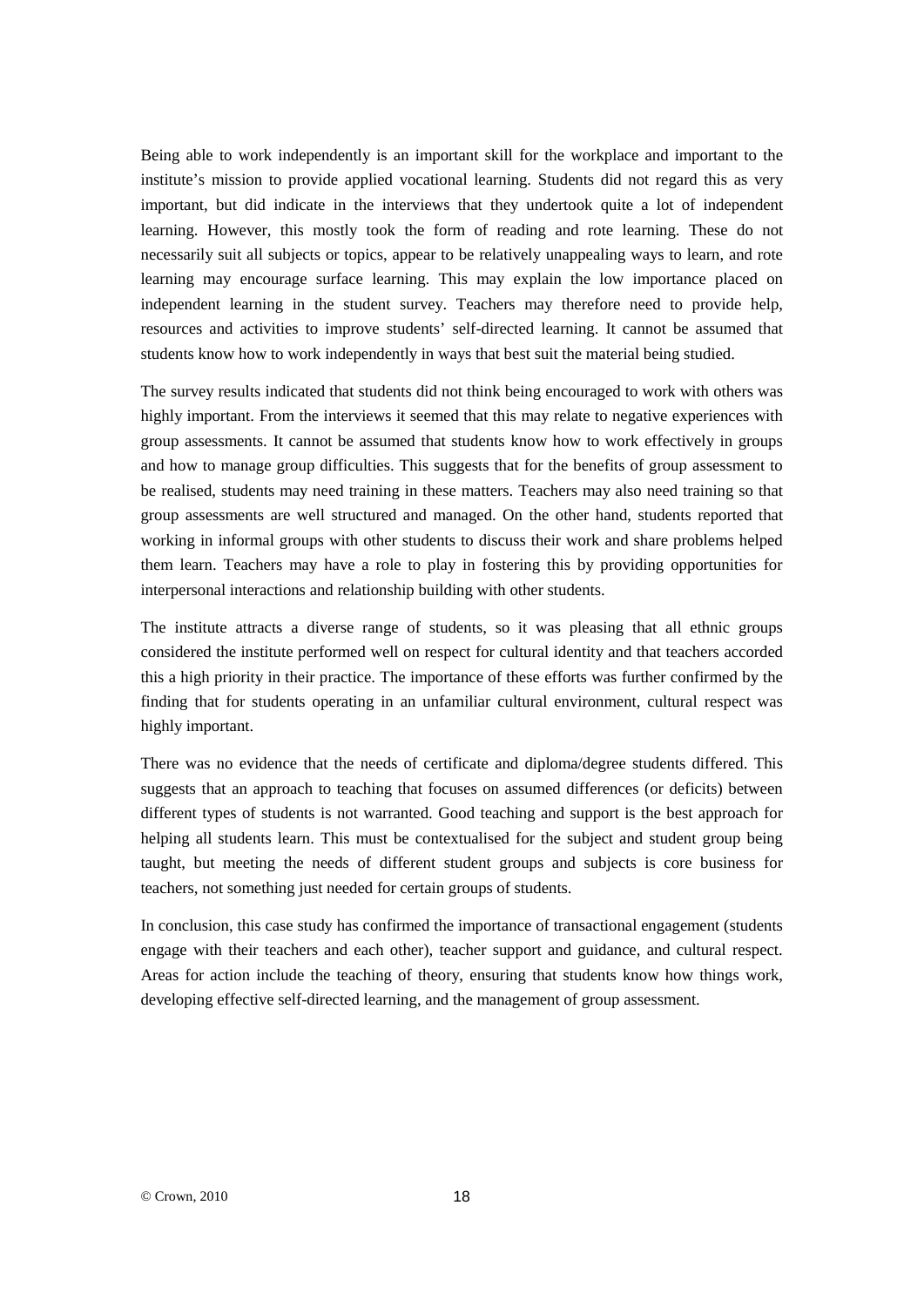Being able to work independently is an important skill for the workplace and important to the institute's mission to provide applied vocational learning. Students did not regard this as very important, but did indicate in the interviews that they undertook quite a lot of independent learning. However, this mostly took the form of reading and rote learning. These do not necessarily suit all subjects or topics, appear to be relatively unappealing ways to learn, and rote learning may encourage surface learning. This may explain the low importance placed on independent learning in the student survey. Teachers may therefore need to provide help, resources and activities to improve students' self-directed learning. It cannot be assumed that students know how to work independently in ways that best suit the material being studied.

The survey results indicated that students did not think being encouraged to work with others was highly important. From the interviews it seemed that this may relate to negative experiences with group assessments. It cannot be assumed that students know how to work effectively in groups and how to manage group difficulties. This suggests that for the benefits of group assessment to be realised, students may need training in these matters. Teachers may also need training so that group assessments are well structured and managed. On the other hand, students reported that working in informal groups with other students to discuss their work and share problems helped them learn. Teachers may have a role to play in fostering this by providing opportunities for interpersonal interactions and relationship building with other students.

The institute attracts a diverse range of students, so it was pleasing that all ethnic groups considered the institute performed well on respect for cultural identity and that teachers accorded this a high priority in their practice. The importance of these efforts was further confirmed by the finding that for students operating in an unfamiliar cultural environment, cultural respect was highly important.

There was no evidence that the needs of certificate and diploma/degree students differed. This suggests that an approach to teaching that focuses on assumed differences (or deficits) between different types of students is not warranted. Good teaching and support is the best approach for helping all students learn. This must be contextualised for the subject and student group being taught, but meeting the needs of different student groups and subjects is core business for teachers, not something just needed for certain groups of students.

In conclusion, this case study has confirmed the importance of transactional engagement (students engage with their teachers and each other), teacher support and guidance, and cultural respect. Areas for action include the teaching of theory, ensuring that students know how things work, developing effective self-directed learning, and the management of group assessment.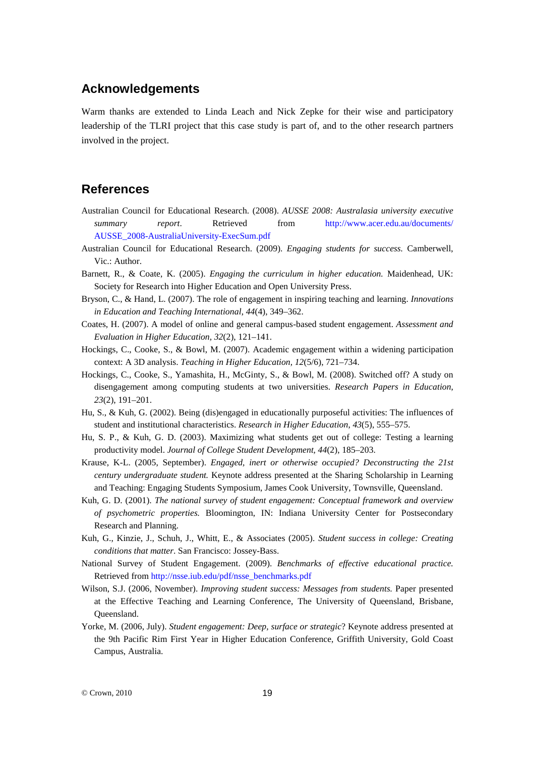## Acknowledgements

Warm thanks are extended to Linda Leach and Nick Zepke for their wise and participatory leadership of the TLRI project that this case study is part of, and to the other research partners involved in the project.

## References

Australian Council for Educational Research. (2008). *AUSSE 2008: Australasia university executive summary report*. Retrieved from http://www.acer.edu.au/documents/AUSSE_2008-AustraliaUniversity-ExecSum.pdf

Australian Council for Educational Research. (2009). *Engaging students for success.* Camberwell, Vic.: Author.

Barnett, R., & Coate, K. (2005). *Engaging the curriculum in higher education.* Maidenhead, UK: Society for Research into Higher Education and Open University Press.

Bryson, C., & Hand, L. (2007). The role of engagement in inspiring teaching and learning. *Innovations in Education and Teaching International*, *44*(4), 349–362.

Coates, H. (2007). A model of online and general campus-based student engagement. *Assessment and Evaluation in Higher Education*, *32*(2), 121–141.

Hockings, C., Cooke, S., & Bowl, M. (2007). Academic engagement within a widening participation context: A 3D analysis. *Teaching in Higher Education*, *12*(5/6), 721–734.

Hockings, C., Cooke, S., Yamashita, H., McGinty, S., & Bowl, M. (2008). Switched off? A study on disengagement among computing students at two universities. *Research Papers in Education*, *23*(2), 191–201.

Hu, S., & Kuh, G. (2002). Being (dis)engaged in educationally purposeful activities: The influences of student and institutional characteristics. *Research in Higher Education*, *43*(5), 555–575.

Hu, S. P., & Kuh, G. D. (2003). Maximizing what students get out of college: Testing a learning productivity model. *Journal of College Student Development, 44*(2), 185–203.

Krause, K-L. (2005, September). *Engaged, inert or otherwise occupied? Deconstructing the 21st century undergraduate student.* Keynote address presented at the Sharing Scholarship in Learning and Teaching: Engaging Students Symposium, James Cook University, Townsville, Queensland.

Kuh, G. D. (2001). *The national survey of student engagement: Conceptual framework and overview of psychometric properties.* Bloomington, IN: Indiana University Center for Postsecondary Research and Planning.

Kuh, G., Kinzie, J., Schuh, J., Whitt, E., & Associates (2005). *Student success in college: Creating conditions that matter*. San Francisco: Jossey-Bass.

National Survey of Student Engagement. (2009). *Benchmarks of effective educational practice.* Retrieved from http://nsse.iub.edu/pdf/nsse_benchmarks.pdf

Wilson, S.J. (2006, November). *Improving student success: Messages from students.* Paper presented at the Effective Teaching and Learning Conference, The University of Queensland, Brisbane, Queensland.

Yorke, M. (2006, July). *Student engagement: Deep, surface or strategic*? Keynote address presented at the 9th Pacific Rim First Year in Higher Education Conference, Griffith University, Gold Coast Campus, Australia.

© Crown, 2010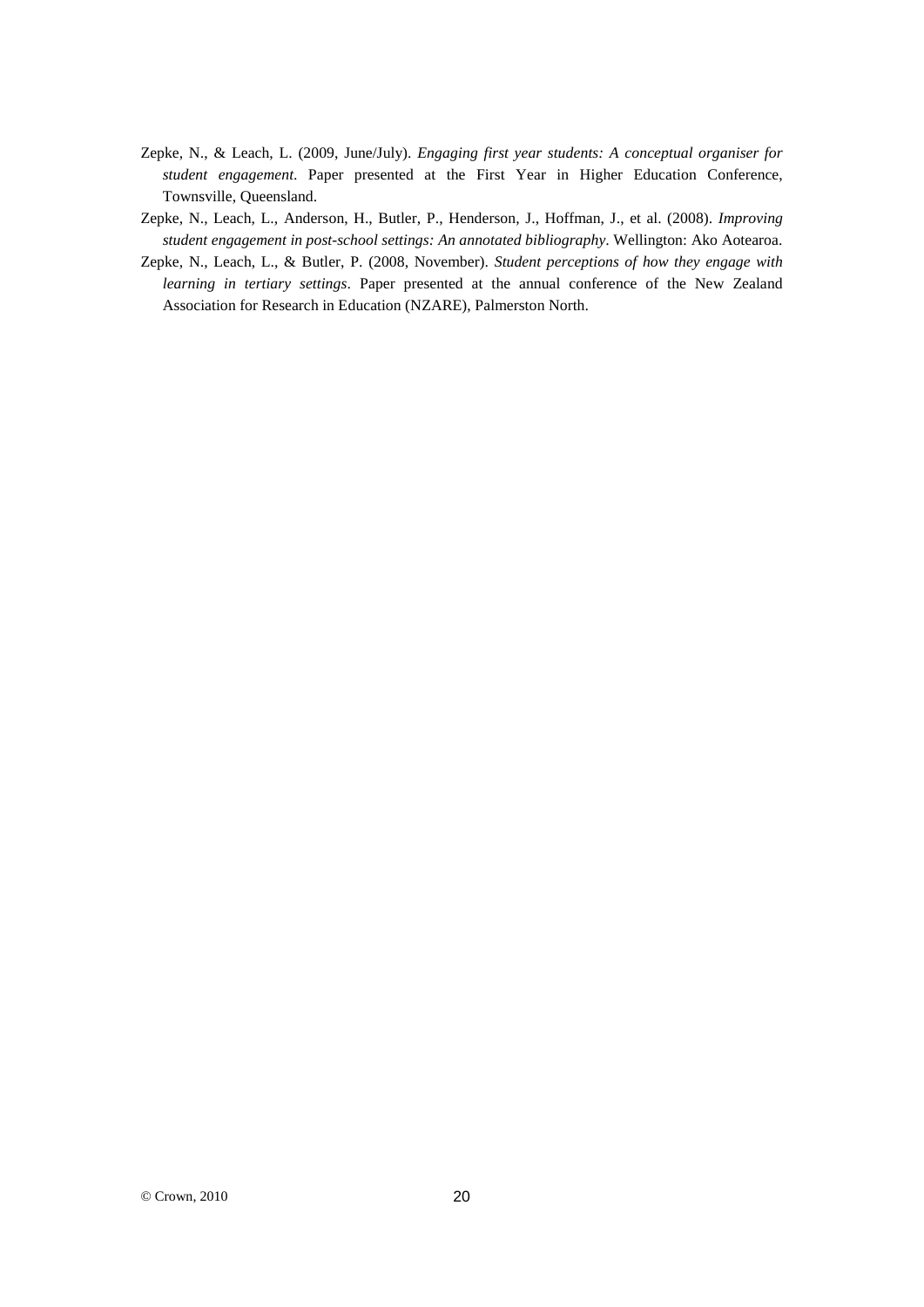Zepke, N., & Leach, L. (2009, June/July). *Engaging first year students: A conceptual organiser for student engagement*. Paper presented at the First Year in Higher Education Conference, Townsville, Queensland.

Zepke, N., Leach, L., Anderson, H., Butler, P., Henderson, J., Hoffman, J., et al. (2008). *Improving student engagement in post-school settings: An annotated bibliography*. Wellington: Ako Aotearoa.

Zepke, N., Leach, L., & Butler, P. (2008, November). *Student perceptions of how they engage with learning in tertiary settings*. Paper presented at the annual conference of the New Zealand Association for Research in Education (NZARE), Palmerston North.

© Crown, 2010